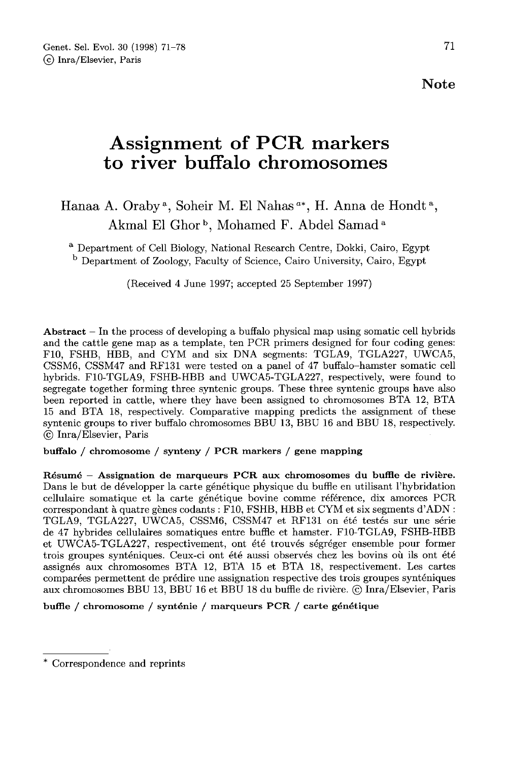**Note**

# Assignment of PCR markers to river buffalo chromosomes

Hanaa A. Oraby [a], Soheir M. El Nahas [a*], H. Anna de Hondt [a], Akmal El Ghor [b], Mohamed F. Abdel Samad [a]

[a] Department of Cell Biology, National Research Centre, Dokki, Cairo, Egypt
[b] Department of Zoology, Faculty of Science, Cairo University, Cairo, Egypt

(Received 4 June 1997; accepted 25 September 1997)

**Abstract** – In the process of developing a buffalo physical map using somatic cell hybrids and the cattle gene map as a template, ten PCR primers designed for four coding genes: F10, FSHB, HBB, and CYM and six DNA segments: TGLA9, TGLA227, UWCA5, CSSM6, CSSM47 and RF131 were tested on a panel of 47 buffalo–hamster somatic cell hybrids. F10-TGLA9, FSHB-HBB and UWCA5-TGLA227, respectively, were found to segregate together forming three syntenic groups. These three syntenic groups have also been reported in cattle, where they have been assigned to chromosomes BTA 12, BTA 15 and BTA 18, respectively. Comparative mapping predicts the assignment of these syntenic groups to river buffalo chromosomes BBU 13, BBU 16 and BBU 18, respectively. © Inra/Elsevier, Paris

**buffalo / chromosome / synteny / PCR markers / gene mapping**

**Résumé** – **Assignation de marqueurs PCR aux chromosomes du buffle de rivière.** Dans le but de développer la carte génétique physique du buffle en utilisant l'hybridation cellulaire somatique et la carte génétique bovine comme référence, dix amorces PCR correspondant à quatre gènes codants : F10, FSHB, HBB et CYM et six segments d'ADN : TGLA9, TGLA227, UWCA5, CSSM6, CSSM47 et RF131 on été testés sur une série de 47 hybrides cellulaires somatiques entre buffle et hamster. F10-TGLA9, FSHB-HBB et UWCA5-TGLA227, respectivement, ont été trouvés ségréger ensemble pour former trois groupes synténiques. Ceux-ci ont été aussi observés chez les bovins où ils ont été assignés aux chromosomes BTA 12, BTA 15 et BTA 18, respectivement. Les cartes comparées permettent de prédire une assignation respective des trois groupes synténiques aux chromosomes BBU 13, BBU 16 et BBU 18 du buffle de rivière. © Inra/Elsevier, Paris

**buffle / chromosome / synténie / marqueurs PCR / carte génétique**

---

* Correspondence and reprints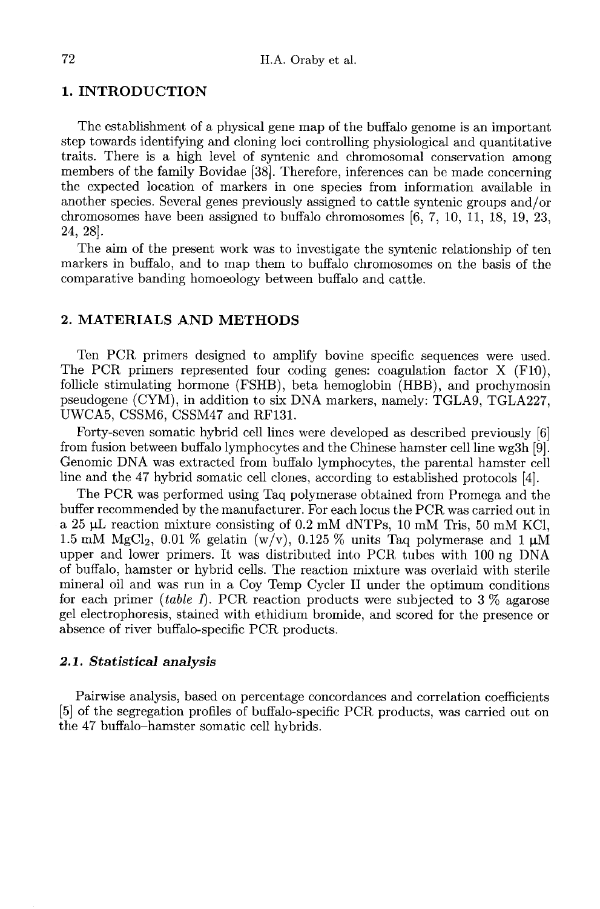## 1. INTRODUCTION

The establishment of a physical gene map of the buffalo genome is an important step towards identifying and cloning loci controlling physiological and quantitative traits. There is a high level of syntenic and chromosomal conservation among members of the family Bovidae [38]. Therefore, inferences can be made concerning the expected location of markers in one species from information available in another species. Several genes previously assigned to cattle syntenic groups and/or chromosomes have been assigned to buffalo chromosomes [6, 7, 10, 11, 18, 19, 23, 24, 28].

The aim of the present work was to investigate the syntenic relationship of ten markers in buffalo, and to map them to buffalo chromosomes on the basis of the comparative banding homoeology between buffalo and cattle.

## 2. MATERIALS AND METHODS

Ten PCR primers designed to amplify bovine specific sequences were used. The PCR primers represented four coding genes: coagulation factor X (F10), follicle stimulating hormone (FSHB), beta hemoglobin (HBB), and prochymosin pseudogene (CYM), in addition to six DNA markers, namely: TGLA9, TGLA227, UWCA5, CSSM6, CSSM47 and RF131.

Forty-seven somatic hybrid cell lines were developed as described previously [6] from fusion between buffalo lymphocytes and the Chinese hamster cell line wg3h [9]. Genomic DNA was extracted from buffalo lymphocytes, the parental hamster cell line and the 47 hybrid somatic cell clones, according to established protocols [4].

The PCR was performed using Taq polymerase obtained from Promega and the buffer recommended by the manufacturer. For each locus the PCR was carried out in a 25 µL reaction mixture consisting of 0.2 mM dNTPs, 10 mM Tris, 50 mM KCl, 1.5 mM $MgCl_2$, 0.01 % gelatin (w/v), 0.125 % units Taq polymerase and 1 µM upper and lower primers. It was distributed into PCR tubes with 100 ng DNA of buffalo, hamster or hybrid cells. The reaction mixture was overlaid with sterile mineral oil and was run in a Coy Temp Cycler II under the optimum conditions for each primer (*table I*). PCR reaction products were subjected to 3 % agarose gel electrophoresis, stained with ethidium bromide, and scored for the presence or absence of river buffalo-specific PCR products.

### 2.1. Statistical analysis

Pairwise analysis, based on percentage concordances and correlation coefficients [5] of the segregation profiles of buffalo-specific PCR products, was carried out on the 47 buffalo–hamster somatic cell hybrids.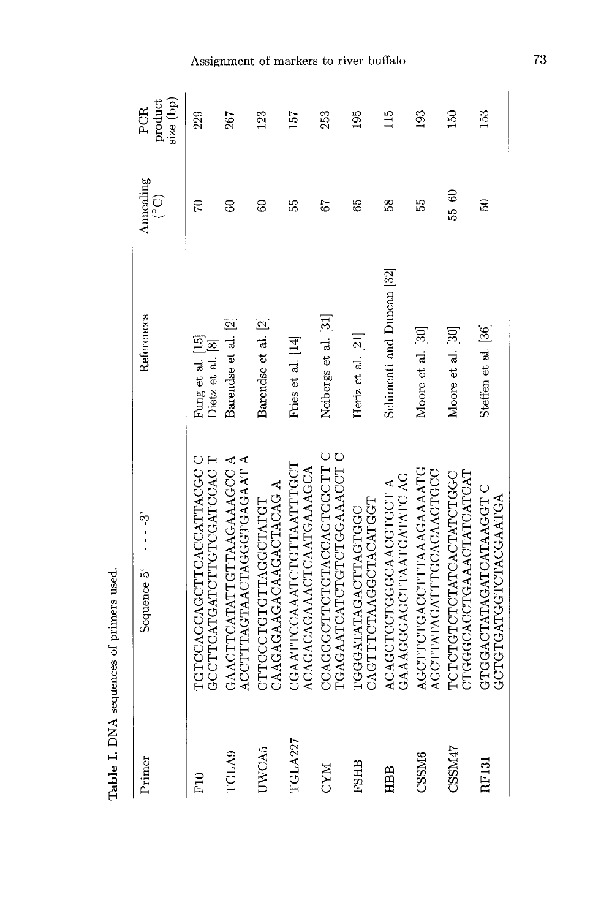**Table I.** DNA sequences of primers used.

| Primer | Sequence 5'- - - - - -3' | References | Annealing (°C) | PCR product size (bp) |
|---|---|---|---|---|
| F10 | TGTCCAGCAGCTTCACCATTACGC C<br>GCCTTCATGATCTTGTCGATCCAC T | Fung et al. [15]<br>Dietz et al. [8] | 70 | 229 |
| TGLA9 | GAACTTCATATTGTTAAGAAAGCC A<br>ACCTTTAGTAACTAGGGTGAGAAT A | Barendse et al. [2] | 60 | 267 |
| UWCA5 | CTTCCCTGTGTTAGGCTATGT<br>CAAGAGAAGACAAGACTACAG A | Barendse et al. [2] | 60 | 123 |
| TGLA227 | CGAATTCCAAATCTGTTAATTTGCT<br>ACAGACAGAAACTCAATGAAAGCA | Fries et al. [14] | 55 | 157 |
| CYM | CCAGGGCTTCTGTACCAGTGGCTT C<br>TGAGAATCATCTGTCTGGAAACCT C | Neibergs et al. [31] | 67 | 253 |
| FSHB | TGGGATATAGACTTAGTGGC<br>CAGTTTCTAAGGCTACATGGT | Heriz et al. [21] | 65 | 195 |
| HBB | ACAGCTCCTGGGCAACGTGCT A<br>GAAAGGGAGCTTAATGATATC AG | Schimenti and Duncan [32] | 58 | 115 |
| CSSM6 | AGCTTCTGACCTTTAAAGAAAATG<br>AGCTATAGATTTGCACAAGTGCC | Moore et al. [30] | 55 | 193 |
| CSSM47 | TCTCTGTCTCTATCACTATCTGGC<br>CTGGGCACCTGAAACTATCATCAT | Moore et al. [30] | 55–60 | 150 |
| RF131 | GTGGACTATAGATCATAAGGT C<br>GCTGTGATGTGGTCTACGAATGA | Steffen et al. [36] | 50 | 153 |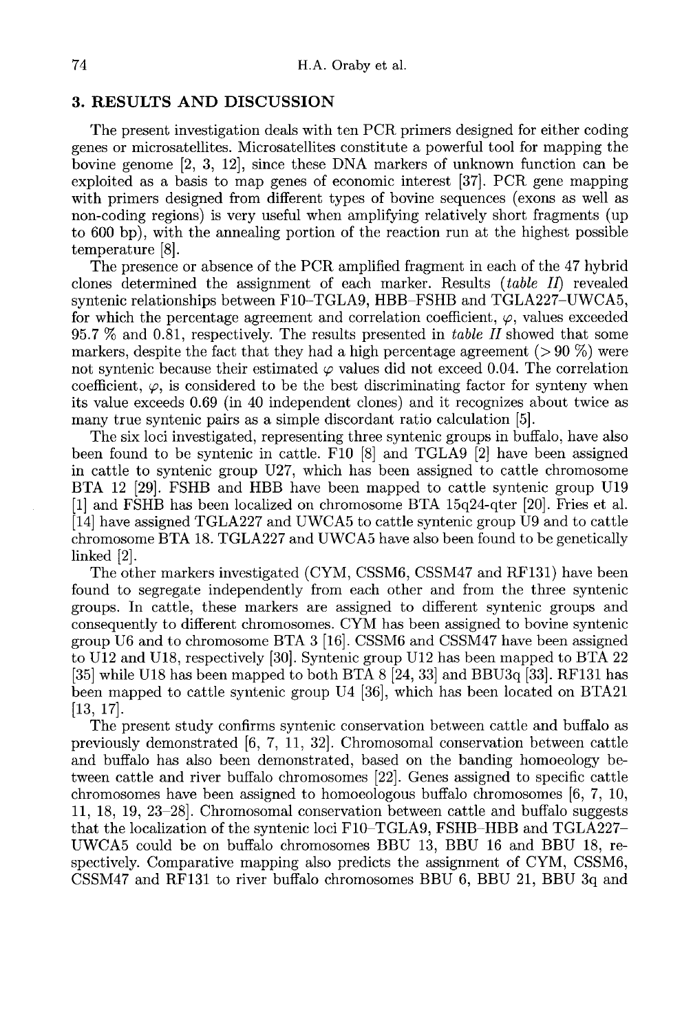## 3. RESULTS AND DISCUSSION

The present investigation deals with ten PCR primers designed for either coding genes or microsatellites. Microsatellites constitute a powerful tool for mapping the bovine genome [2, 3, 12], since these DNA markers of unknown function can be exploited as a basis to map genes of economic interest [37]. PCR gene mapping with primers designed from different types of bovine sequences (exons as well as non-coding regions) is very useful when amplifying relatively short fragments (up to 600 bp), with the annealing portion of the reaction run at the highest possible temperature [8].

The presence or absence of the PCR amplified fragment in each of the 47 hybrid clones determined the assignment of each marker. Results (*table II*) revealed syntenic relationships between F10–TGLA9, HBB–FSHB and TGLA227–UWCA5, for which the percentage agreement and correlation coefficient, $\varphi$, values exceeded 95.7 % and 0.81, respectively. The results presented in *table II* showed that some markers, despite the fact that they had a high percentage agreement (> 90 %) were not syntenic because their estimated $\varphi$ values did not exceed 0.04. The correlation coefficient, $\varphi$, is considered to be the best discriminating factor for synteny when its value exceeds 0.69 (in 40 independent clones) and it recognizes about twice as many true syntenic pairs as a simple discordant ratio calculation [5].

The six loci investigated, representing three syntenic groups in buffalo, have also been found to be syntenic in cattle. F10 [8] and TGLA9 [2] have been assigned in cattle to syntenic group U27, which has been assigned to cattle chromosome BTA 12 [29]. FSHB and HBB have been mapped to cattle syntenic group U19 [1] and FSHB has been localized on chromosome BTA 15q24-qter [20]. Fries et al. [14] have assigned TGLA227 and UWCA5 to cattle syntenic group U9 and to cattle chromosome BTA 18. TGLA227 and UWCA5 have also been found to be genetically linked [2].

The other markers investigated (CYM, CSSM6, CSSM47 and RF131) have been found to segregate independently from each other and from the three syntenic groups. In cattle, these markers are assigned to different syntenic groups and consequently to different chromosomes. CYM has been assigned to bovine syntenic group U6 and to chromosome BTA 3 [16]. CSSM6 and CSSM47 have been assigned to U12 and U18, respectively [30]. Syntenic group U12 has been mapped to BTA 22 [35] while U18 has been mapped to both BTA 8 [24, 33] and BBU3q [33]. RF131 has been mapped to cattle syntenic group U4 [36], which has been located on BTA21 [13, 17].

The present study confirms syntenic conservation between cattle and buffalo as previously demonstrated [6, 7, 11, 32]. Chromosomal conservation between cattle and buffalo has also been demonstrated, based on the banding homoeology between cattle and river buffalo chromosomes [22]. Genes assigned to specific cattle chromosomes have been assigned to homoeologous buffalo chromosomes [6, 7, 10, 11, 18, 19, 23–28]. Chromosomal conservation between cattle and buffalo suggests that the localization of the syntenic loci F10–TGLA9, FSHB–HBB and TGLA227–UWCA5 could be on buffalo chromosomes BBU 13, BBU 16 and BBU 18, respectively. Comparative mapping also predicts the assignment of CYM, CSSM6, CSSM47 and RF131 to river buffalo chromosomes BBU 6, BBU 21, BBU 3q and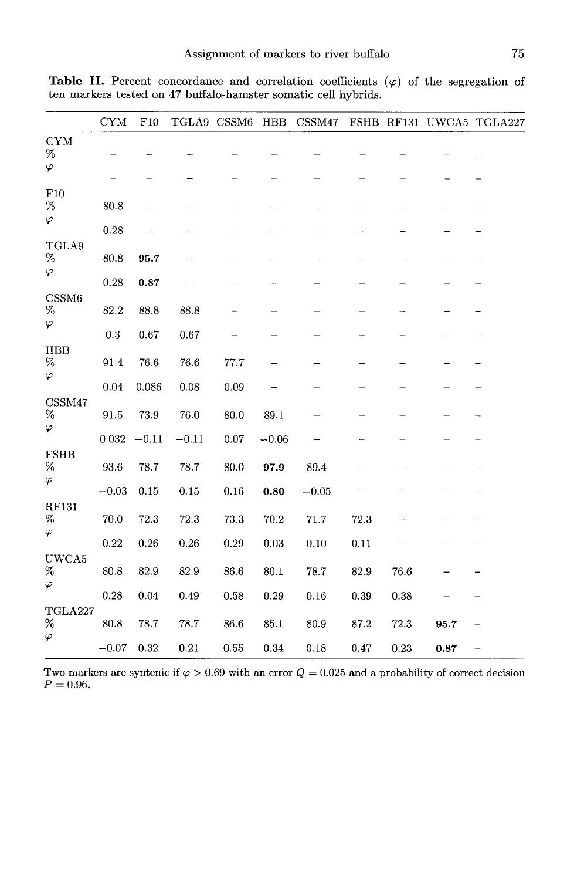**Table II.** Percent concordance and correlation coefficients ($\varphi$) of the segregation of ten markers tested on 47 buffalo-hamster somatic cell hybrids.

| | CYM | F10 | TGLA9 | CSSM6 | HBB | CSSM47 | FSHB | RF131 | UWCA5 | TGLA227 |
|---|---|---|---|---|---|---|---|---|---|---|
| **CYM** | | | | | | | | | | |
| % | – | – | – | – | – | – | – | – | – | – |
| $\varphi$ | – | – | – | – | – | – | – | – | – | – |
| **F10** | | | | | | | | | | |
| % | 80.8 | – | – | – | – | – | – | – | – | – |
| $\varphi$ | 0.28 | – | – | – | – | – | – | – | – | – |
| **TGLA9** | | | | | | | | | | |
| % | 80.8 | **95.7** | – | – | – | – | – | – | – | – |
| $\varphi$ | 0.28 | **0.87** | – | – | – | – | – | – | – | – |
| **CSSM6** | | | | | | | | | | |
| % | 82.2 | 88.8 | 88.8 | – | – | – | – | – | – | – |
| $\varphi$ | 0.3 | 0.67 | 0.67 | – | – | – | – | – | – | – |
| **HBB** | | | | | | | | | | |
| % | 91.4 | 76.6 | 76.6 | 77.7 | – | – | – | – | – | – |
| $\varphi$ | 0.04 | 0.086 | 0.08 | 0.09 | – | – | – | – | – | – |
| **CSSM47** | | | | | | | | | | |
| % | 91.5 | 73.9 | 76.0 | 80.0 | 89.1 | – | – | – | – | – |
| $\varphi$ | 0.032 | −0.11 | −0.11 | 0.07 | −0.06 | – | – | – | – | – |
| **FSHB** | | | | | | | | | | |
| % | 93.6 | 78.7 | 78.7 | 80.0 | **97.9** | 89.4 | – | – | – | – |
| $\varphi$ | −0.03 | 0.15 | 0.15 | 0.16 | **0.80** | −0.05 | – | – | – | – |
| **RF131** | | | | | | | | | | |
| % | 70.0 | 72.3 | 72.3 | 73.3 | 70.2 | 71.7 | 72.3 | – | – | – |
| $\varphi$ | 0.22 | 0.26 | 0.26 | 0.29 | 0.03 | 0.10 | 0.11 | – | – | – |
| **UWCA5** | | | | | | | | | | |
| % | 80.8 | 82.9 | 82.9 | 86.6 | 80.1 | 78.7 | 82.9 | 76.6 | – | – |
| $\varphi$ | 0.28 | 0.04 | 0.49 | 0.58 | 0.29 | 0.16 | 0.39 | 0.38 | – | – |
| **TGLA227** | | | | | | | | | | |
| % | 80.8 | 78.7 | 78.7 | 86.6 | 85.1 | 80.9 | 87.2 | 72.3 | **95.7** | – |
| $\varphi$ | −0.07 | 0.32 | 0.21 | 0.55 | 0.34 | 0.18 | 0.47 | 0.23 | **0.87** | – |

Two markers are syntenic if $\varphi > 0.69$ with an error $Q = 0.025$ and a probability of correct decision $P = 0.96$.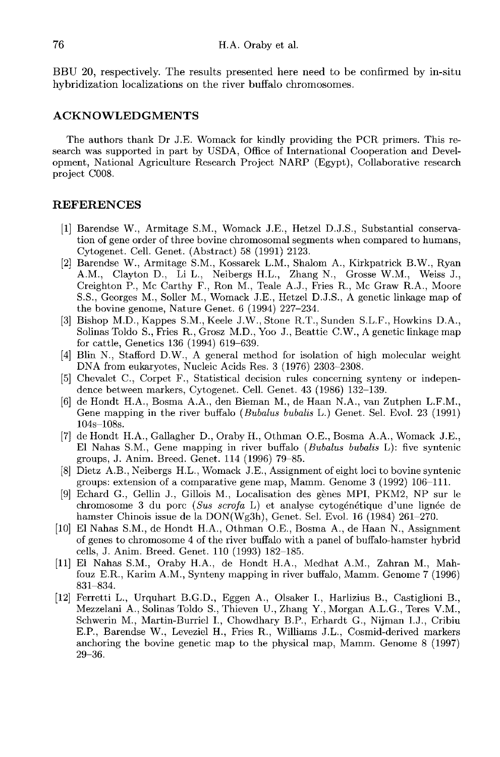BBU 20, respectively. The results presented here need to be confirmed by in-situ hybridization localizations on the river buffalo chromosomes.

## ACKNOWLEDGMENTS

The authors thank Dr J.E. Womack for kindly providing the PCR primers. This research was supported in part by USDA, Office of International Cooperation and Development, National Agriculture Research Project NARP (Egypt), Collaborative research project C008.

## REFERENCES

[1] Barendse W., Armitage S.M., Womack J.E., Hetzel D.J.S., Substantial conservation of gene order of three bovine chromosomal segments when compared to humans, Cytogenet. Cell. Genet. (Abstract) 58 (1991) 2123.

[2] Barendse W., Armitage S.M., Kossarek L.M., Shalom A., Kirkpatrick B.W., Ryan A.M., Clayton D., Li L., Neibergs H.L., Zhang N., Grosse W.M., Weiss J., Creighton P., Mc Carthy F., Ron M., Teale A.J., Fries R., Mc Graw R.A., Moore S.S., Georges M., Soller M., Womack J.E., Hetzel D.J.S., A genetic linkage map of the bovine genome, Nature Genet. 6 (1994) 227–234.

[3] Bishop M.D., Kappes S.M., Keele J.W., Stone R.T., Sunden S.L.F., Howkins D.A., Solinas Toldo S., Fries R., Grosz M.D., Yoo J., Beattie C.W., A genetic linkage map for cattle, Genetics 136 (1994) 619–639.

[4] Blin N., Stafford D.W., A general method for isolation of high molecular weight DNA from eukaryotes, Nucleic Acids Res. 3 (1976) 2303–2308.

[5] Chevalet C., Corpet F., Statistical decision rules concerning synteny or independence between markers, Cytogenet. Cell. Genet. 43 (1986) 132–139.

[6] de Hondt H.A., Bosma A.A., den Bieman M., de Haan N.A., van Zutphen L.F.M., Gene mapping in the river buffalo (*Bubalus bubalis* L.) Genet. Sel. Evol. 23 (1991) 104s–108s.

[7] de Hondt H.A., Gallagher D., Oraby H., Othman O.E., Bosma A.A., Womack J.E., El Nahas S.M., Gene mapping in river buffalo (*Bubalus bubalis* L): five syntenic groups, J. Anim. Breed. Genet. 114 (1996) 79–85.

[8] Dietz A.B., Neibergs H.L., Womack J.E., Assignment of eight loci to bovine syntenic groups: extension of a comparative gene map, Mamm. Genome 3 (1992) 106–111.

[9] Echard G., Gellin J., Gillois M., Localisation des gènes MPI, PKM2, NP sur le chromosome 3 du porc (*Sus scrofa* L) et analyse cytogénétique d'une lignée de hamster Chinois issue de la DON(Wg3h), Genet. Sel. Evol. 16 (1984) 261–270.

[10] El Nahas S.M., de Hondt H.A., Othman O.E., Bosma A., de Haan N., Assignment of genes to chromosome 4 of the river buffalo with a panel of buffalo-hamster hybrid cells, J. Anim. Breed. Genet. 110 (1993) 182–185.

[11] El Nahas S.M., Oraby H.A., de Hondt H.A., Medhat A.M., Zahran M., Mahfouz E.R., Karim A.M., Synteny mapping in river buffalo, Mamm. Genome 7 (1996) 831–834.

[12] Ferretti L., Urquhart B.G.D., Eggen A., Olsaker I., Harlizius B., Castiglioni B., Mezzelani A., Solinas Toldo S., Thieven U., Zhang Y., Morgan A.L.G., Teres V.M., Schwerin M., Martin-Burriel I., Chowdhary B.P., Erhardt G., Nijman I.J., Cribiu E.P., Barendse W., Leveziel H., Fries R., Williams J.L., Cosmid-derived markers anchoring the bovine genetic map to the physical map, Mamm. Genome 8 (1997) 29–36.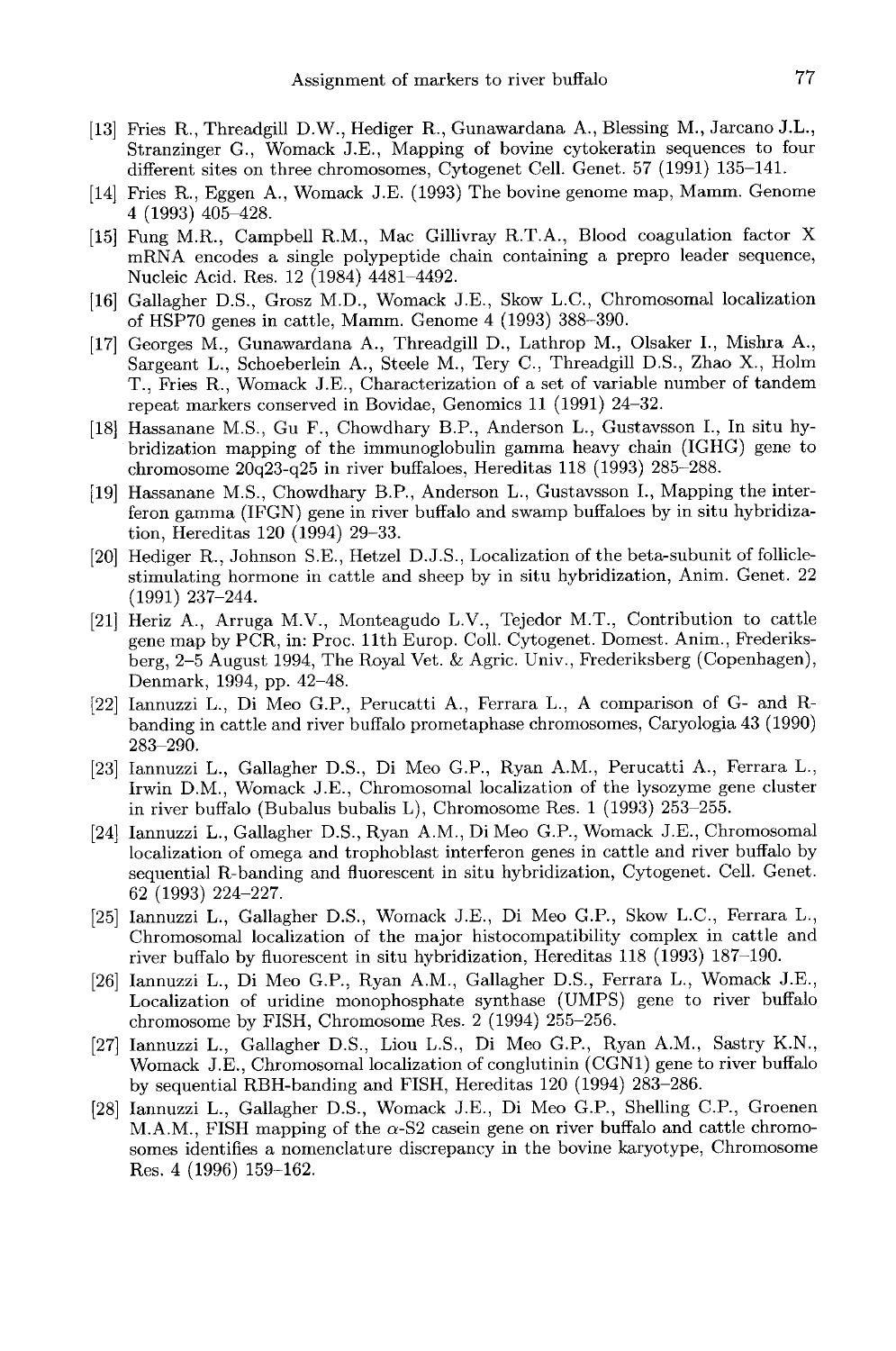[13] Fries R., Threadgill D.W., Hediger R., Gunawardana A., Blessing M., Jarcano J.L., Stranzinger G., Womack J.E., Mapping of bovine cytokeratin sequences to four different sites on three chromosomes, Cytogenet Cell. Genet. 57 (1991) 135–141.

[14] Fries R., Eggen A., Womack J.E. (1993) The bovine genome map, Mamm. Genome 4 (1993) 405–428.

[15] Fung M.R., Campbell R.M., Mac Gillivray R.T.A., Blood coagulation factor X mRNA encodes a single polypeptide chain containing a prepro leader sequence, Nucleic Acid. Res. 12 (1984) 4481–4492.

[16] Gallagher D.S., Grosz M.D., Womack J.E., Skow L.C., Chromosomal localization of HSP70 genes in cattle, Mamm. Genome 4 (1993) 388–390.

[17] Georges M., Gunawardana A., Threadgill D., Lathrop M., Olsaker I., Mishra A., Sargeant L., Schoeberlein A., Steele M., Tery C., Threadgill D.S., Zhao X., Holm T., Fries R., Womack J.E., Characterization of a set of variable number of tandem repeat markers conserved in Bovidae, Genomics 11 (1991) 24–32.

[18] Hassanane M.S., Gu F., Chowdhary B.P., Anderson L., Gustavsson I., In situ hybridization mapping of the immunoglobulin gamma heavy chain (IGHG) gene to chromosome 20q23-q25 in river buffaloes, Hereditas 118 (1993) 285–288.

[19] Hassanane M.S., Chowdhary B.P., Anderson L., Gustavsson I., Mapping the interferon gamma (IFGN) gene in river buffalo and swamp buffaloes by in situ hybridization, Hereditas 120 (1994) 29–33.

[20] Hediger R., Johnson S.E., Hetzel D.J.S., Localization of the beta-subunit of follicle-stimulating hormone in cattle and sheep by in situ hybridization, Anim. Genet. 22 (1991) 237–244.

[21] Heriz A., Arruga M.V., Monteagudo L.V., Tejedor M.T., Contribution to cattle gene map by PCR, in: Proc. 11th Europ. Coll. Cytogenet. Domest. Anim., Frederiksberg, 2–5 August 1994, The Royal Vet. & Agric. Univ., Frederiksberg (Copenhagen), Denmark, 1994, pp. 42–48.

[22] Iannuzzi L., Di Meo G.P., Perucatti A., Ferrara L., A comparison of G- and R-banding in cattle and river buffalo prometaphase chromosomes, Caryologia 43 (1990) 283–290.

[23] Iannuzzi L., Gallagher D.S., Di Meo G.P., Ryan A.M., Perucatti A., Ferrara L., Irwin D.M., Womack J.E., Chromosomal localization of the lysozyme gene cluster in river buffalo (Bubalus bubalis L), Chromosome Res. 1 (1993) 253–255.

[24] Iannuzzi L., Gallagher D.S., Ryan A.M., Di Meo G.P., Womack J.E., Chromosomal localization of omega and trophoblast interferon genes in cattle and river buffalo by sequential R-banding and fluorescent in situ hybridization, Cytogenet. Cell. Genet. 62 (1993) 224–227.

[25] Iannuzzi L., Gallagher D.S., Womack J.E., Di Meo G.P., Skow L.C., Ferrara L., Chromosomal localization of the major histocompatibility complex in cattle and river buffalo by fluorescent in situ hybridization, Hereditas 118 (1993) 187–190.

[26] Iannuzzi L., Di Meo G.P., Ryan A.M., Gallagher D.S., Ferrara L., Womack J.E., Localization of uridine monophosphate synthase (UMPS) gene to river buffalo chromosome by FISH, Chromosome Res. 2 (1994) 255–256.

[27] Iannuzzi L., Gallagher D.S., Liou L.S., Di Meo G.P., Ryan A.M., Sastry K.N., Womack J.E., Chromosomal localization of conglutinin (CGN1) gene to river buffalo by sequential RBH-banding and FISH, Hereditas 120 (1994) 283–286.

[28] Iannuzzi L., Gallagher D.S., Womack J.E., Di Meo G.P., Shelling C.P., Groenen M.A.M., FISH mapping of the $\alpha$-S2 casein gene on river buffalo and cattle chromosomes identifies a nomenclature discrepancy in the bovine karyotype, Chromosome Res. 4 (1996) 159–162.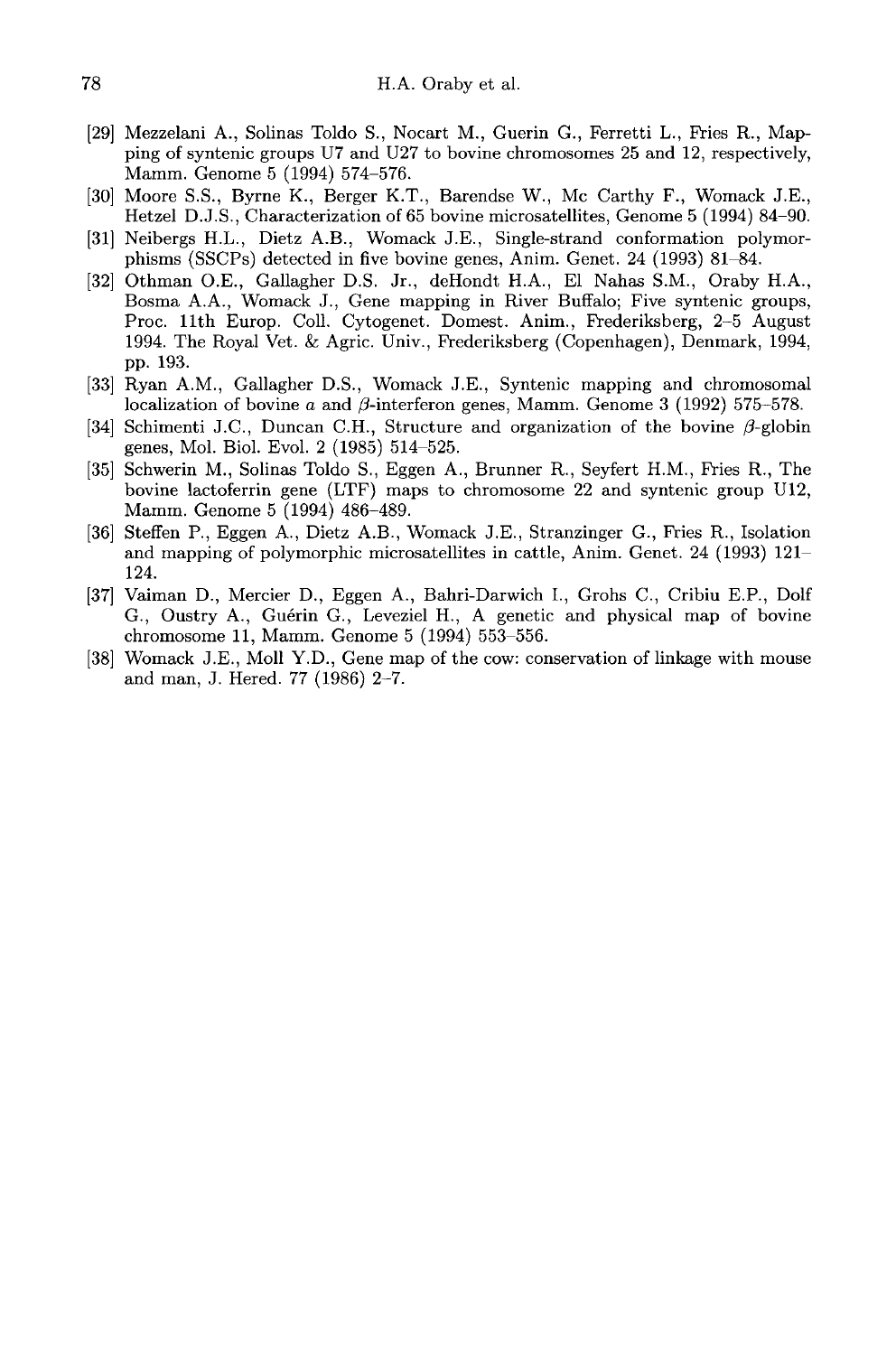[29] Mezzelani A., Solinas Toldo S., Nocart M., Guerin G., Ferretti L., Fries R., Mapping of syntenic groups U7 and U27 to bovine chromosomes 25 and 12, respectively, Mamm. Genome 5 (1994) 574–576.

[30] Moore S.S., Byrne K., Berger K.T., Barendse W., Mc Carthy F., Womack J.E., Hetzel D.J.S., Characterization of 65 bovine microsatellites, Genome 5 (1994) 84–90.

[31] Neibergs H.L., Dietz A.B., Womack J.E., Single-strand conformation polymorphisms (SSCPs) detected in five bovine genes, Anim. Genet. 24 (1993) 81–84.

[32] Othman O.E., Gallagher D.S. Jr., deHondt H.A., El Nahas S.M., Oraby H.A., Bosma A.A., Womack J., Gene mapping in River Buffalo; Five syntenic groups, Proc. 11th Europ. Coll. Cytogenet. Domest. Anim., Frederiksberg, 2–5 August 1994. The Royal Vet. & Agric. Univ., Frederiksberg (Copenhagen), Denmark, 1994, pp. 193.

[33] Ryan A.M., Gallagher D.S., Womack J.E., Syntenic mapping and chromosomal localization of bovine $a$ and $\beta$-interferon genes, Mamm. Genome 3 (1992) 575–578.

[34] Schimenti J.C., Duncan C.H., Structure and organization of the bovine $\beta$-globin genes, Mol. Biol. Evol. 2 (1985) 514–525.

[35] Schwerin M., Solinas Toldo S., Eggen A., Brunner R., Seyfert H.M., Fries R., The bovine lactoferrin gene (LTF) maps to chromosome 22 and syntenic group U12, Mamm. Genome 5 (1994) 486–489.

[36] Steffen P., Eggen A., Dietz A.B., Womack J.E., Stranzinger G., Fries R., Isolation and mapping of polymorphic microsatellites in cattle, Anim. Genet. 24 (1993) 121–124.

[37] Vaiman D., Mercier D., Eggen A., Bahri-Darwich I., Grohs C., Cribiu E.P., Dolf G., Oustry A., Guérin G., Leveziel H., A genetic and physical map of bovine chromosome 11, Mamm. Genome 5 (1994) 553–556.

[38] Womack J.E., Moll Y.D., Gene map of the cow: conservation of linkage with mouse and man, J. Hered. 77 (1986) 2–7.